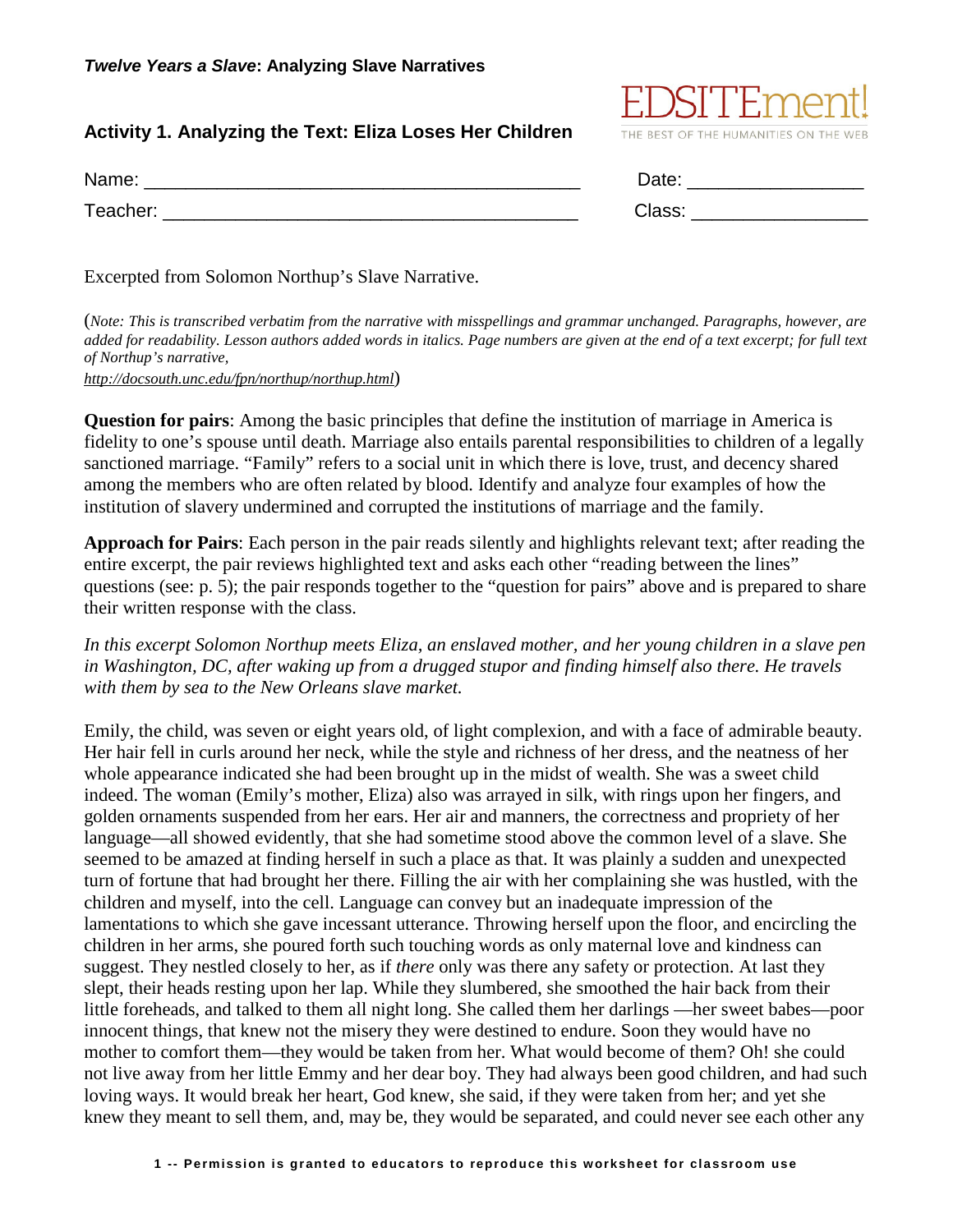**_Twelve Years a Slave_: Analyzing Slave Narratives**

EDSITEment! THE BEST OF THE HUMANITIES ON THE WEB

## Activity 1. Analyzing the Text: Eliza Loses Her Children

Name: ________________________________________ Date: ________________

Teacher: ______________________________________ Class: ________________

Excerpted from Solomon Northup's Slave Narrative.

(*Note: This is transcribed verbatim from the narrative with misspellings and grammar unchanged. Paragraphs, however, are added for readability. Lesson authors added words in italics. Page numbers are given at the end of a text excerpt; for full text of Northup's narrative,* *http://docsouth.unc.edu/fpn/northup/northup.html*)

**Question for pairs**: Among the basic principles that define the institution of marriage in America is fidelity to one's spouse until death. Marriage also entails parental responsibilities to children of a legally sanctioned marriage. "Family" refers to a social unit in which there is love, trust, and decency shared among the members who are often related by blood. Identify and analyze four examples of how the institution of slavery undermined and corrupted the institutions of marriage and the family.

**Approach for Pairs**: Each person in the pair reads silently and highlights relevant text; after reading the entire excerpt, the pair reviews highlighted text and asks each other "reading between the lines" questions (see: p. 5); the pair responds together to the "question for pairs" above and is prepared to share their written response with the class.

*In this excerpt Solomon Northup meets Eliza, an enslaved mother, and her young children in a slave pen in Washington, DC, after waking up from a drugged stupor and finding himself also there. He travels with them by sea to the New Orleans slave market.*

Emily, the child, was seven or eight years old, of light complexion, and with a face of admirable beauty. Her hair fell in curls around her neck, while the style and richness of her dress, and the neatness of her whole appearance indicated she had been brought up in the midst of wealth. She was a sweet child indeed. The woman (Emily's mother, Eliza) also was arrayed in silk, with rings upon her fingers, and golden ornaments suspended from her ears. Her air and manners, the correctness and propriety of her language—all showed evidently, that she had sometime stood above the common level of a slave. She seemed to be amazed at finding herself in such a place as that. It was plainly a sudden and unexpected turn of fortune that had brought her there. Filling the air with her complaining she was hustled, with the children and myself, into the cell. Language can convey but an inadequate impression of the lamentations to which she gave incessant utterance. Throwing herself upon the floor, and encircling the children in her arms, she poured forth such touching words as only maternal love and kindness can suggest. They nestled closely to her, as if *there* only was there any safety or protection. At last they slept, their heads resting upon her lap. While they slumbered, she smoothed the hair back from their little foreheads, and talked to them all night long. She called them her darlings —her sweet babes—poor innocent things, that knew not the misery they were destined to endure. Soon they would have no mother to comfort them—they would be taken from her. What would become of them? Oh! she could not live away from her little Emmy and her dear boy. They had always been good children, and had such loving ways. It would break her heart, God knew, she said, if they were taken from her; and yet she knew they meant to sell them, and, may be, they would be separated, and could never see each other any

1 -- Permission is granted to educators to reproduce this worksheet for classroom use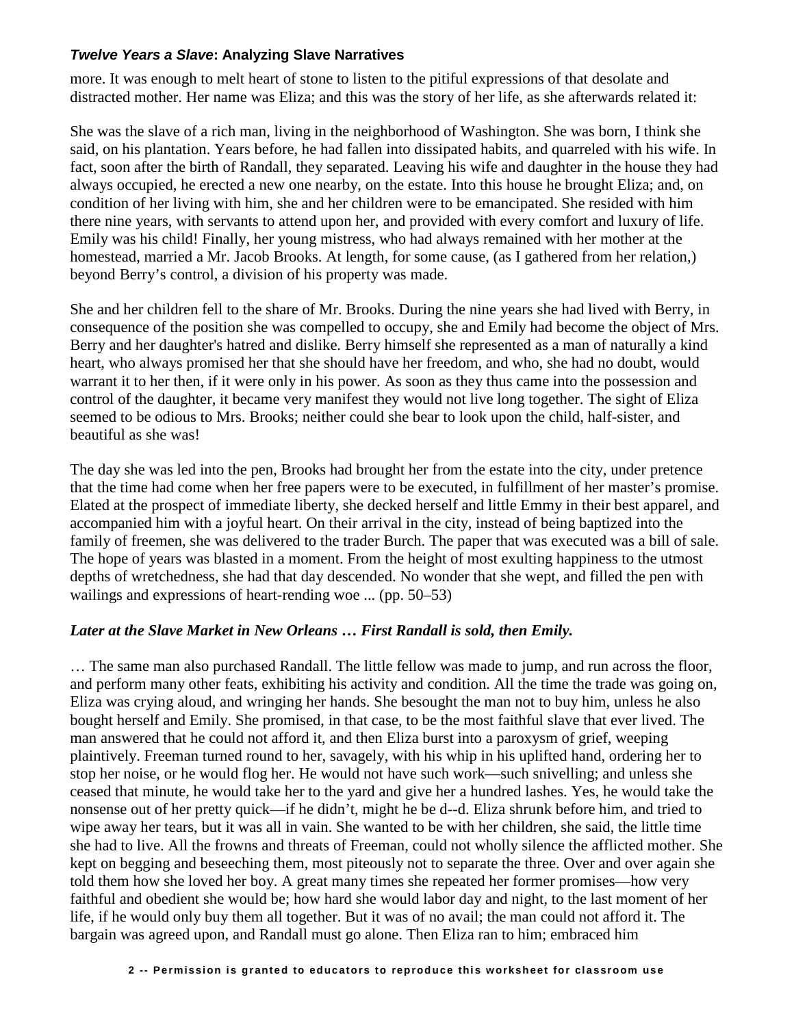more. It was enough to melt heart of stone to listen to the pitiful expressions of that desolate and distracted mother. Her name was Eliza; and this was the story of her life, as she afterwards related it:

She was the slave of a rich man, living in the neighborhood of Washington. She was born, I think she said, on his plantation. Years before, he had fallen into dissipated habits, and quarreled with his wife. In fact, soon after the birth of Randall, they separated. Leaving his wife and daughter in the house they had always occupied, he erected a new one nearby, on the estate. Into this house he brought Eliza; and, on condition of her living with him, she and her children were to be emancipated. She resided with him there nine years, with servants to attend upon her, and provided with every comfort and luxury of life. Emily was his child! Finally, her young mistress, who had always remained with her mother at the homestead, married a Mr. Jacob Brooks. At length, for some cause, (as I gathered from her relation,) beyond Berry's control, a division of his property was made.

She and her children fell to the share of Mr. Brooks. During the nine years she had lived with Berry, in consequence of the position she was compelled to occupy, she and Emily had become the object of Mrs. Berry and her daughter's hatred and dislike. Berry himself she represented as a man of naturally a kind heart, who always promised her that she should have her freedom, and who, she had no doubt, would warrant it to her then, if it were only in his power. As soon as they thus came into the possession and control of the daughter, it became very manifest they would not live long together. The sight of Eliza seemed to be odious to Mrs. Brooks; neither could she bear to look upon the child, half-sister, and beautiful as she was!

The day she was led into the pen, Brooks had brought her from the estate into the city, under pretence that the time had come when her free papers were to be executed, in fulfillment of her master's promise. Elated at the prospect of immediate liberty, she decked herself and little Emmy in their best apparel, and accompanied him with a joyful heart. On their arrival in the city, instead of being baptized into the family of freemen, she was delivered to the trader Burch. The paper that was executed was a bill of sale. The hope of years was blasted in a moment. From the height of most exulting happiness to the utmost depths of wretchedness, she had that day descended. No wonder that she wept, and filled the pen with wailings and expressions of heart-rending woe ... (pp. 50–53)

***Later at the Slave Market in New Orleans … First Randall is sold, then Emily.***

… The same man also purchased Randall. The little fellow was made to jump, and run across the floor, and perform many other feats, exhibiting his activity and condition. All the time the trade was going on, Eliza was crying aloud, and wringing her hands. She besought the man not to buy him, unless he also bought herself and Emily. She promised, in that case, to be the most faithful slave that ever lived. The man answered that he could not afford it, and then Eliza burst into a paroxysm of grief, weeping plaintively. Freeman turned round to her, savagely, with his whip in his uplifted hand, ordering her to stop her noise, or he would flog her. He would not have such work—such snivelling; and unless she ceased that minute, he would take her to the yard and give her a hundred lashes. Yes, he would take the nonsense out of her pretty quick—if he didn't, might he be d--d. Eliza shrunk before him, and tried to wipe away her tears, but it was all in vain. She wanted to be with her children, she said, the little time she had to live. All the frowns and threats of Freeman, could not wholly silence the afflicted mother. She kept on begging and beseeching them, most piteously not to separate the three. Over and over again she told them how she loved her boy. A great many times she repeated her former promises—how very faithful and obedient she would be; how hard she would labor day and night, to the last moment of her life, if he would only buy them all together. But it was of no avail; the man could not afford it. The bargain was agreed upon, and Randall must go alone. Then Eliza ran to him; embraced him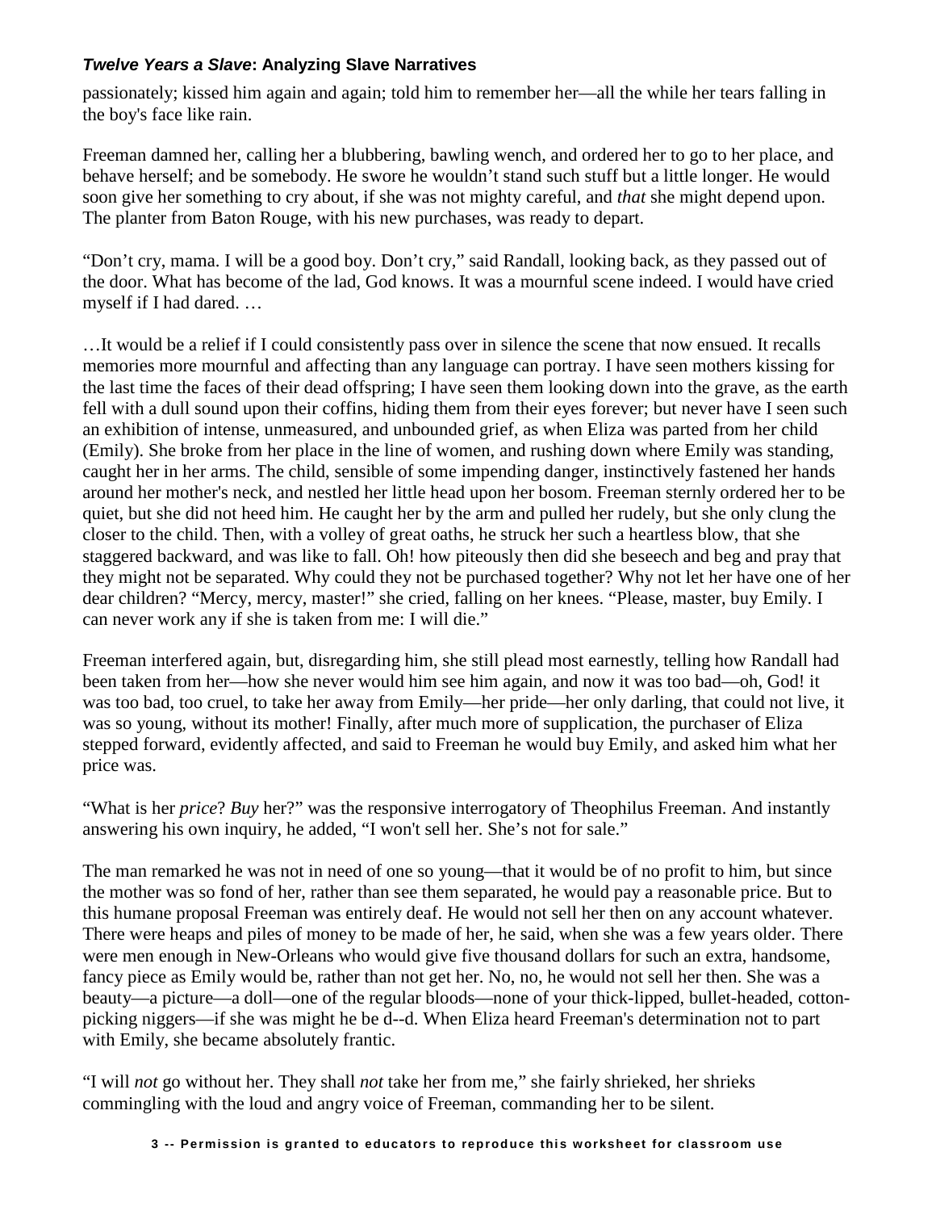passionately; kissed him again and again; told him to remember her—all the while her tears falling in the boy's face like rain.

Freeman damned her, calling her a blubbering, bawling wench, and ordered her to go to her place, and behave herself; and be somebody. He swore he wouldn't stand such stuff but a little longer. He would soon give her something to cry about, if she was not mighty careful, and *that* she might depend upon. The planter from Baton Rouge, with his new purchases, was ready to depart.

"Don't cry, mama. I will be a good boy. Don't cry," said Randall, looking back, as they passed out of the door. What has become of the lad, God knows. It was a mournful scene indeed. I would have cried myself if I had dared. …

…It would be a relief if I could consistently pass over in silence the scene that now ensued. It recalls memories more mournful and affecting than any language can portray. I have seen mothers kissing for the last time the faces of their dead offspring; I have seen them looking down into the grave, as the earth fell with a dull sound upon their coffins, hiding them from their eyes forever; but never have I seen such an exhibition of intense, unmeasured, and unbounded grief, as when Eliza was parted from her child (Emily). She broke from her place in the line of women, and rushing down where Emily was standing, caught her in her arms. The child, sensible of some impending danger, instinctively fastened her hands around her mother's neck, and nestled her little head upon her bosom. Freeman sternly ordered her to be quiet, but she did not heed him. He caught her by the arm and pulled her rudely, but she only clung the closer to the child. Then, with a volley of great oaths, he struck her such a heartless blow, that she staggered backward, and was like to fall. Oh! how piteously then did she beseech and beg and pray that they might not be separated. Why could they not be purchased together? Why not let her have one of her dear children? "Mercy, mercy, master!" she cried, falling on her knees. "Please, master, buy Emily. I can never work any if she is taken from me: I will die."

Freeman interfered again, but, disregarding him, she still plead most earnestly, telling how Randall had been taken from her—how she never would him see him again, and now it was too bad—oh, God! it was too bad, too cruel, to take her away from Emily—her pride—her only darling, that could not live, it was so young, without its mother! Finally, after much more of supplication, the purchaser of Eliza stepped forward, evidently affected, and said to Freeman he would buy Emily, and asked him what her price was.

"What is her *price*? *Buy* her?" was the responsive interrogatory of Theophilus Freeman. And instantly answering his own inquiry, he added, "I won't sell her. She's not for sale."

The man remarked he was not in need of one so young—that it would be of no profit to him, but since the mother was so fond of her, rather than see them separated, he would pay a reasonable price. But to this humane proposal Freeman was entirely deaf. He would not sell her then on any account whatever. There were heaps and piles of money to be made of her, he said, when she was a few years older. There were men enough in New-Orleans who would give five thousand dollars for such an extra, handsome, fancy piece as Emily would be, rather than not get her. No, no, he would not sell her then. She was a beauty—a picture—a doll—one of the regular bloods—none of your thick-lipped, bullet-headed, cotton-picking niggers—if she was might he be d--d. When Eliza heard Freeman's determination not to part with Emily, she became absolutely frantic.

"I will *not* go without her. They shall *not* take her from me," she fairly shrieked, her shrieks commingling with the loud and angry voice of Freeman, commanding her to be silent.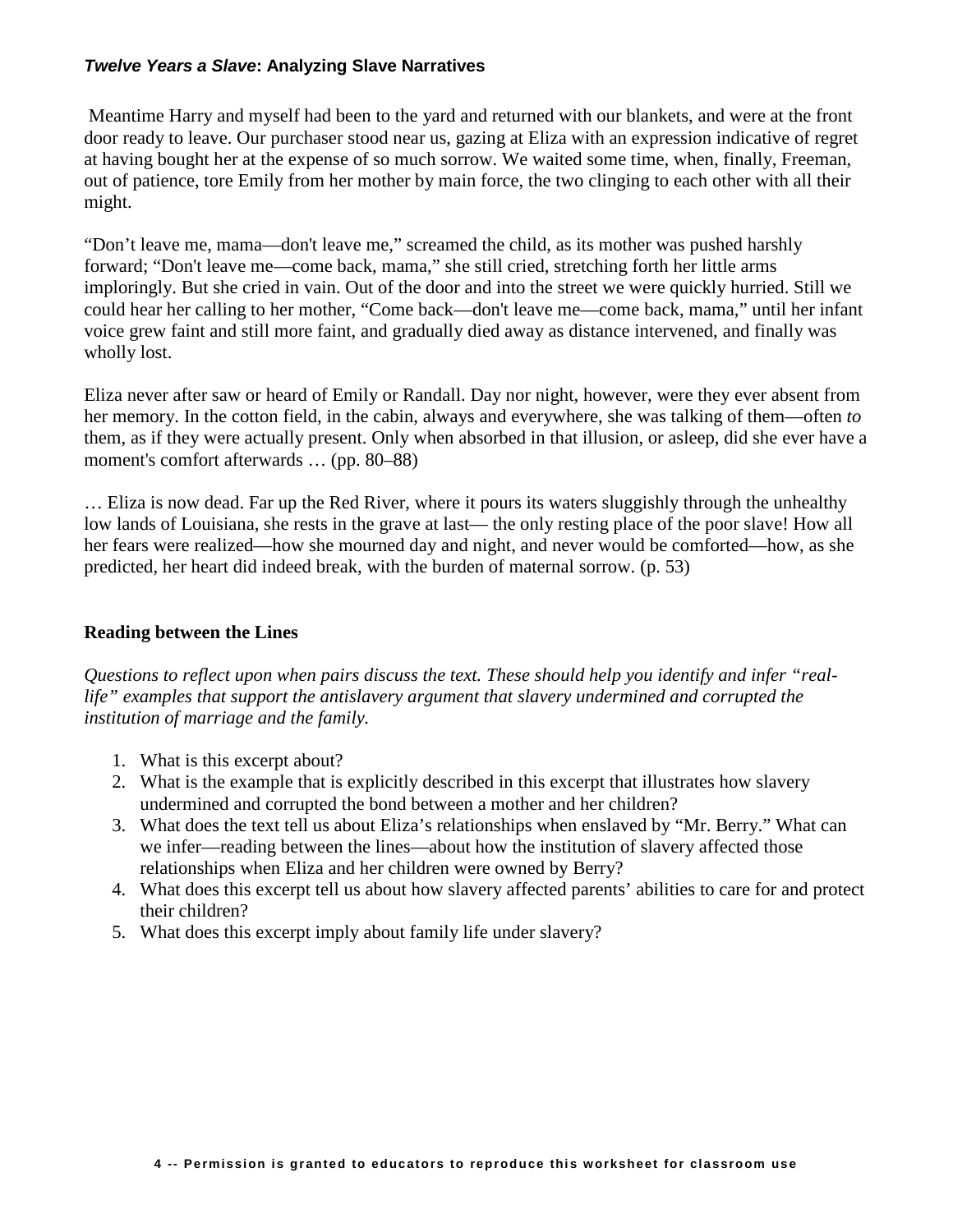Meantime Harry and myself had been to the yard and returned with our blankets, and were at the front door ready to leave. Our purchaser stood near us, gazing at Eliza with an expression indicative of regret at having bought her at the expense of so much sorrow. We waited some time, when, finally, Freeman, out of patience, tore Emily from her mother by main force, the two clinging to each other with all their might.

"Don't leave me, mama—don't leave me," screamed the child, as its mother was pushed harshly forward; "Don't leave me—come back, mama," she still cried, stretching forth her little arms imploringly. But she cried in vain. Out of the door and into the street we were quickly hurried. Still we could hear her calling to her mother, "Come back—don't leave me—come back, mama," until her infant voice grew faint and still more faint, and gradually died away as distance intervened, and finally was wholly lost.

Eliza never after saw or heard of Emily or Randall. Day nor night, however, were they ever absent from her memory. In the cotton field, in the cabin, always and everywhere, she was talking of them—often *to* them, as if they were actually present. Only when absorbed in that illusion, or asleep, did she ever have a moment's comfort afterwards … (pp. 80–88)

… Eliza is now dead. Far up the Red River, where it pours its waters sluggishly through the unhealthy low lands of Louisiana, she rests in the grave at last— the only resting place of the poor slave! How all her fears were realized—how she mourned day and night, and never would be comforted—how, as she predicted, her heart did indeed break, with the burden of maternal sorrow. (p. 53)

## Reading between the Lines

*Questions to reflect upon when pairs discuss the text. These should help you identify and infer "real-life" examples that support the antislavery argument that slavery undermined and corrupted the institution of marriage and the family.*

1. What is this excerpt about?
2. What is the example that is explicitly described in this excerpt that illustrates how slavery undermined and corrupted the bond between a mother and her children?
3. What does the text tell us about Eliza's relationships when enslaved by "Mr. Berry." What can we infer—reading between the lines—about how the institution of slavery affected those relationships when Eliza and her children were owned by Berry?
4. What does this excerpt tell us about how slavery affected parents' abilities to care for and protect their children?
5. What does this excerpt imply about family life under slavery?